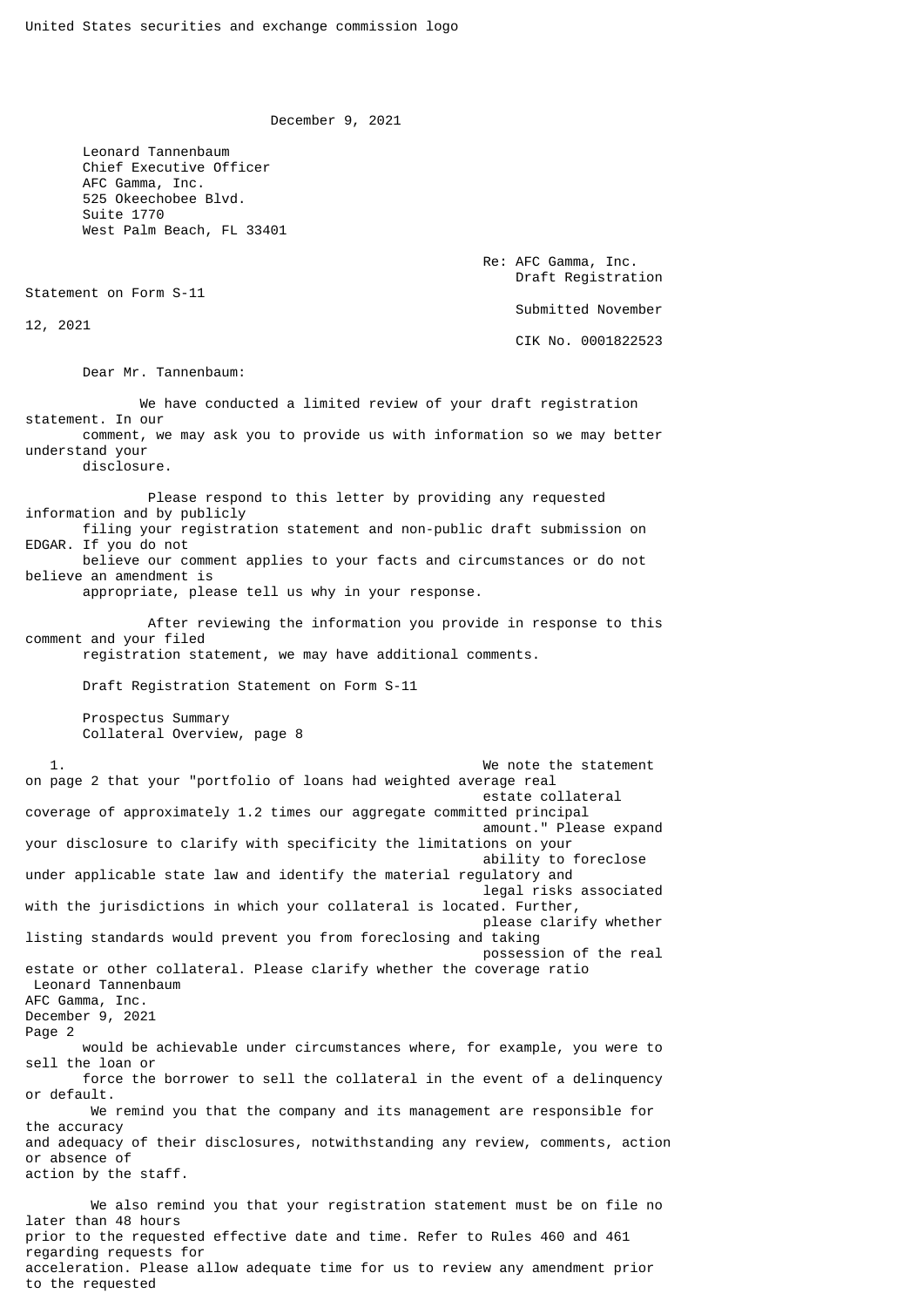United States securities and exchange commission logo

December 9, 2021

Leonard Tannenbaum
Chief Executive Officer
AFC Gamma, Inc.
525 Okeechobee Blvd.
Suite 1770
West Palm Beach, FL 33401

Re: AFC Gamma, Inc.
Draft Registration Statement on Form S-11
Submitted November 12, 2021
CIK No. 0001822523

Dear Mr. Tannenbaum:

We have conducted a limited review of your draft registration statement. In our comment, we may ask you to provide us with information so we may better understand your disclosure.

Please respond to this letter by providing any requested information and by publicly filing your registration statement and non-public draft submission on EDGAR. If you do not believe our comment applies to your facts and circumstances or do not believe an amendment is appropriate, please tell us why in your response.

After reviewing the information you provide in response to this comment and your filed registration statement, we may have additional comments.

Draft Registration Statement on Form S-11

Prospectus Summary
Collateral Overview, page 8

1. We note the statement on page 2 that your "portfolio of loans had weighted average real estate collateral coverage of approximately 1.2 times our aggregate committed principal amount." Please expand your disclosure to clarify with specificity the limitations on your ability to foreclose under applicable state law and identify the material regulatory and legal risks associated with the jurisdictions in which your collateral is located. Further, please clarify whether listing standards would prevent you from foreclosing and taking possession of the real estate or other collateral. Please clarify whether the coverage ratio would be achievable under circumstances where, for example, you were to sell the loan or force the borrower to sell the collateral in the event of a delinquency or default.

We remind you that the company and its management are responsible for the accuracy and adequacy of their disclosures, notwithstanding any review, comments, action or absence of action by the staff.

We also remind you that your registration statement must be on file no later than 48 hours prior to the requested effective date and time. Refer to Rules 460 and 461 regarding requests for acceleration. Please allow adequate time for us to review any amendment prior to the requested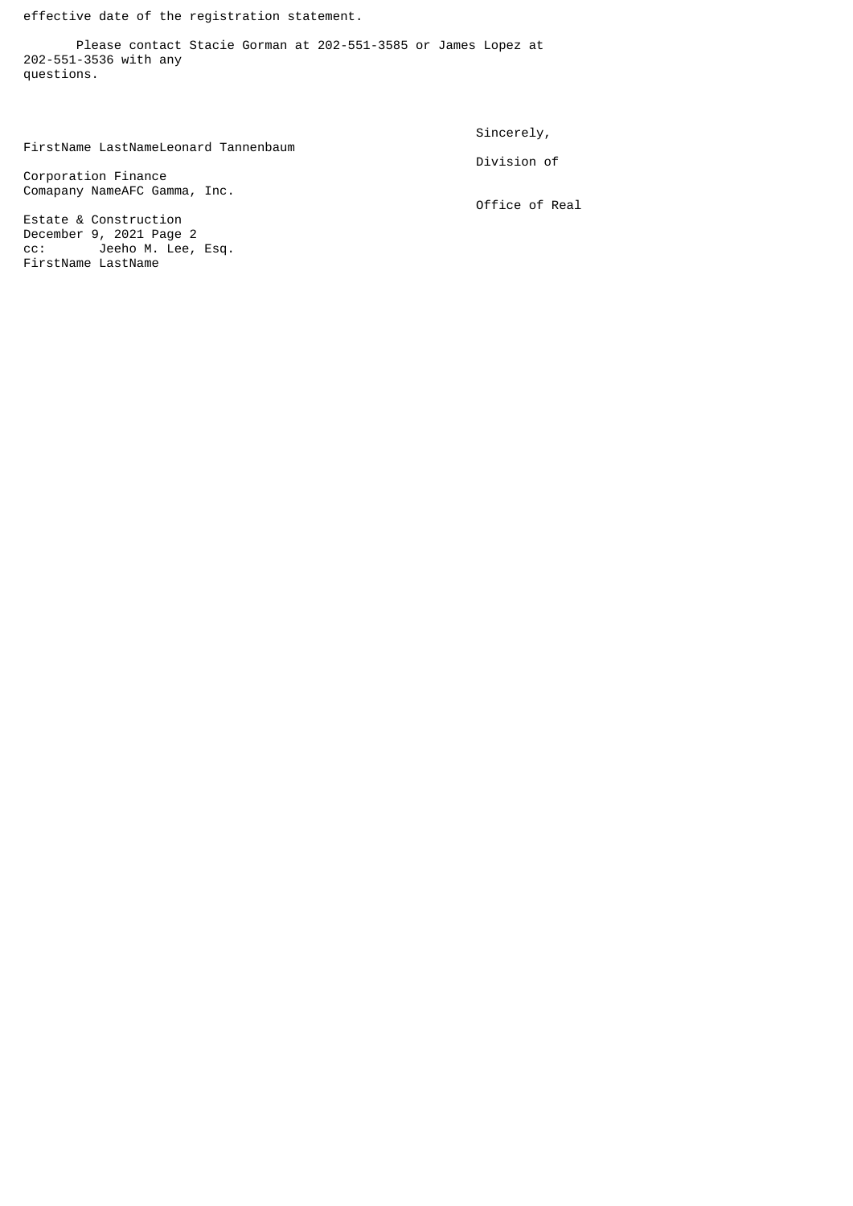effective date of the registration statement.

Please contact Stacie Gorman at 202-551-3585 or James Lopez at 202-551-3536 with any questions.

Sincerely,

FirstName LastNameLeonard Tannenbaum

Division of Corporation Finance

Comapany NameAFC Gamma, Inc.

Office of Real Estate & Construction

December 9, 2021 Page 2

cc: Jeeho M. Lee, Esq.

FirstName LastName